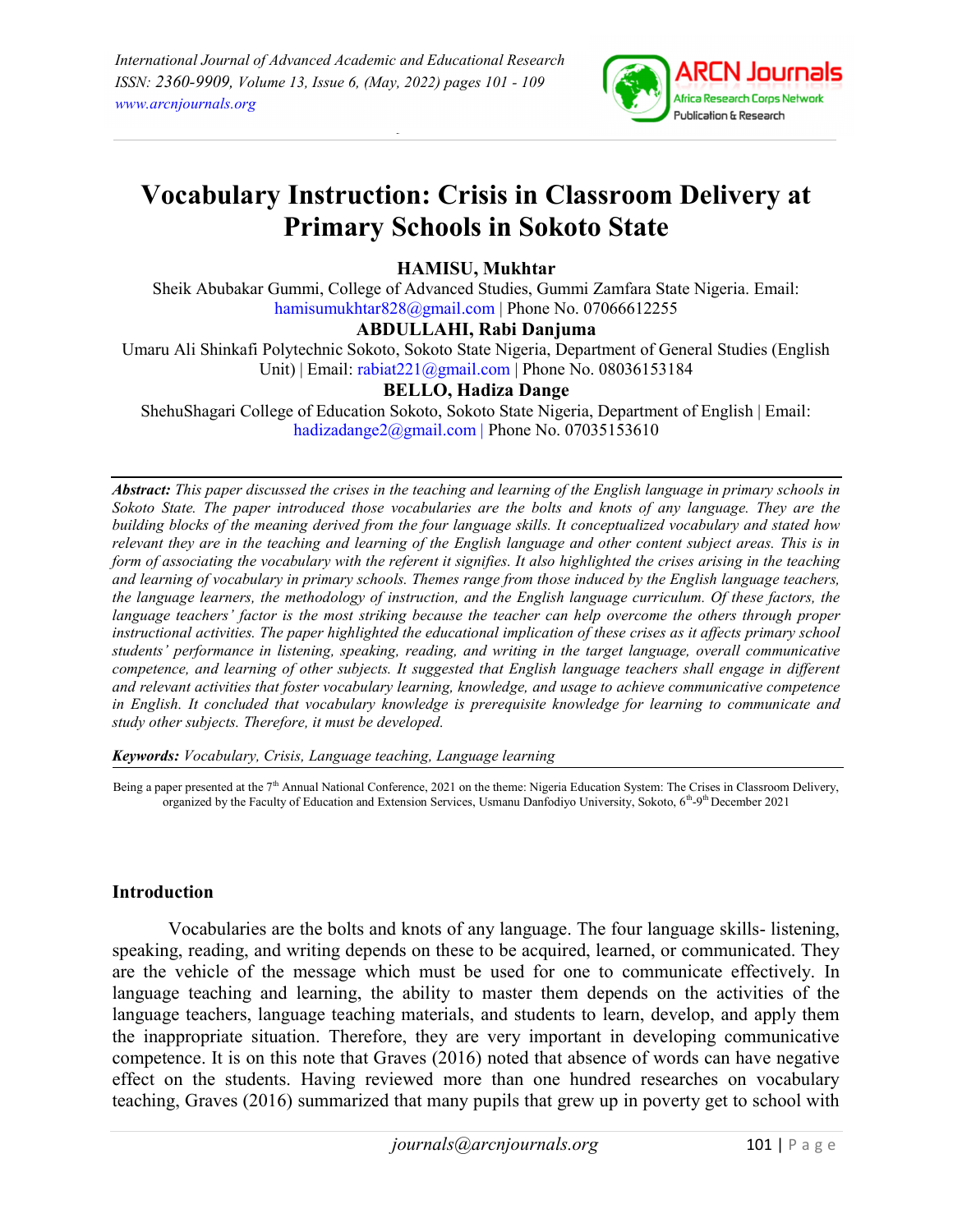# Vocabulary Instruction: Crisis in Classroom Delivery at Primary Schools in Sokoto State

**HAMISU, Mukhtar**

Sheik Abubakar Gummi, College of Advanced Studies, Gummi Zamfara State Nigeria. Email: hamisumukhtar828@gmail.com | Phone No. 07066612255

**ABDULLAHI, Rabi Danjuma**

Umaru Ali Shinkafi Polytechnic Sokoto, Sokoto State Nigeria, Department of General Studies (English Unit) | Email: rabiat221@gmail.com | Phone No. 08036153184

**BELLO, Hadiza Dange**

ShehuShagari College of Education Sokoto, Sokoto State Nigeria, Department of English | Email: hadizadange2@gmail.com | Phone No. 07035153610

***Abstract:*** *This paper discussed the crises in the teaching and learning of the English language in primary schools in Sokoto State. The paper introduced those vocabularies are the bolts and knots of any language. They are the building blocks of the meaning derived from the four language skills. It conceptualized vocabulary and stated how relevant they are in the teaching and learning of the English language and other content subject areas. This is in form of associating the vocabulary with the referent it signifies. It also highlighted the crises arising in the teaching and learning of vocabulary in primary schools. Themes range from those induced by the English language teachers, the language learners, the methodology of instruction, and the English language curriculum. Of these factors, the language teachers' factor is the most striking because the teacher can help overcome the others through proper instructional activities. The paper highlighted the educational implication of these crises as it affects primary school students' performance in listening, speaking, reading, and writing in the target language, overall communicative competence, and learning of other subjects. It suggested that English language teachers shall engage in different and relevant activities that foster vocabulary learning, knowledge, and usage to achieve communicative competence in English. It concluded that vocabulary knowledge is prerequisite knowledge for learning to communicate and study other subjects. Therefore, it must be developed.*

***Keywords:*** *Vocabulary, Crisis, Language teaching, Language learning*

Being a paper presented at the 7th Annual National Conference, 2021 on the theme: Nigeria Education System: The Crises in Classroom Delivery, organized by the Faculty of Education and Extension Services, Usmanu Danfodiyo University, Sokoto, 6th-9th December 2021

## Introduction

Vocabularies are the bolts and knots of any language. The four language skills- listening, speaking, reading, and writing depends on these to be acquired, learned, or communicated. They are the vehicle of the message which must be used for one to communicate effectively. In language teaching and learning, the ability to master them depends on the activities of the language teachers, language teaching materials, and students to learn, develop, and apply them the inappropriate situation. Therefore, they are very important in developing communicative competence. It is on this note that Graves (2016) noted that absence of words can have negative effect on the students. Having reviewed more than one hundred researches on vocabulary teaching, Graves (2016) summarized that many pupils that grew up in poverty get to school with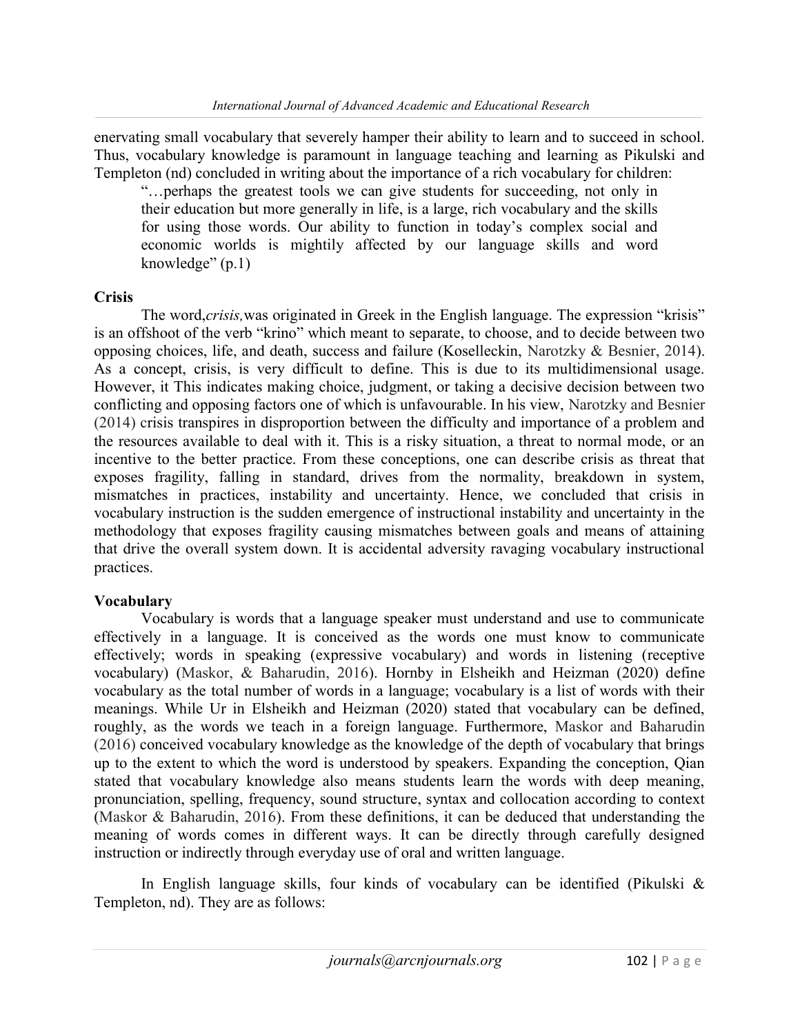enervating small vocabulary that severely hamper their ability to learn and to succeed in school. Thus, vocabulary knowledge is paramount in language teaching and learning as Pikulski and Templeton (nd) concluded in writing about the importance of a rich vocabulary for children:

> "…perhaps the greatest tools we can give students for succeeding, not only in their education but more generally in life, is a large, rich vocabulary and the skills for using those words. Our ability to function in today's complex social and economic worlds is mightily affected by our language skills and word knowledge" (p.1)

**Crisis**

The word,*crisis,*was originated in Greek in the English language. The expression "krisis" is an offshoot of the verb "krino" which meant to separate, to choose, and to decide between two opposing choices, life, and death, success and failure (Koselleckin, Narotzky & Besnier, 2014). As a concept, crisis, is very difficult to define. This is due to its multidimensional usage. However, it This indicates making choice, judgment, or taking a decisive decision between two conflicting and opposing factors one of which is unfavourable. In his view, Narotzky and Besnier (2014) crisis transpires in disproportion between the difficulty and importance of a problem and the resources available to deal with it. This is a risky situation, a threat to normal mode, or an incentive to the better practice. From these conceptions, one can describe crisis as threat that exposes fragility, falling in standard, drives from the normality, breakdown in system, mismatches in practices, instability and uncertainty. Hence, we concluded that crisis in vocabulary instruction is the sudden emergence of instructional instability and uncertainty in the methodology that exposes fragility causing mismatches between goals and means of attaining that drive the overall system down. It is accidental adversity ravaging vocabulary instructional practices.

**Vocabulary**

Vocabulary is words that a language speaker must understand and use to communicate effectively in a language. It is conceived as the words one must know to communicate effectively; words in speaking (expressive vocabulary) and words in listening (receptive vocabulary) (Maskor, & Baharudin, 2016). Hornby in Elsheikh and Heizman (2020) define vocabulary as the total number of words in a language; vocabulary is a list of words with their meanings. While Ur in Elsheikh and Heizman (2020) stated that vocabulary can be defined, roughly, as the words we teach in a foreign language. Furthermore, Maskor and Baharudin (2016) conceived vocabulary knowledge as the knowledge of the depth of vocabulary that brings up to the extent to which the word is understood by speakers. Expanding the conception, Qian stated that vocabulary knowledge also means students learn the words with deep meaning, pronunciation, spelling, frequency, sound structure, syntax and collocation according to context (Maskor & Baharudin, 2016). From these definitions, it can be deduced that understanding the meaning of words comes in different ways. It can be directly through carefully designed instruction or indirectly through everyday use of oral and written language.

In English language skills, four kinds of vocabulary can be identified (Pikulski & Templeton, nd). They are as follows: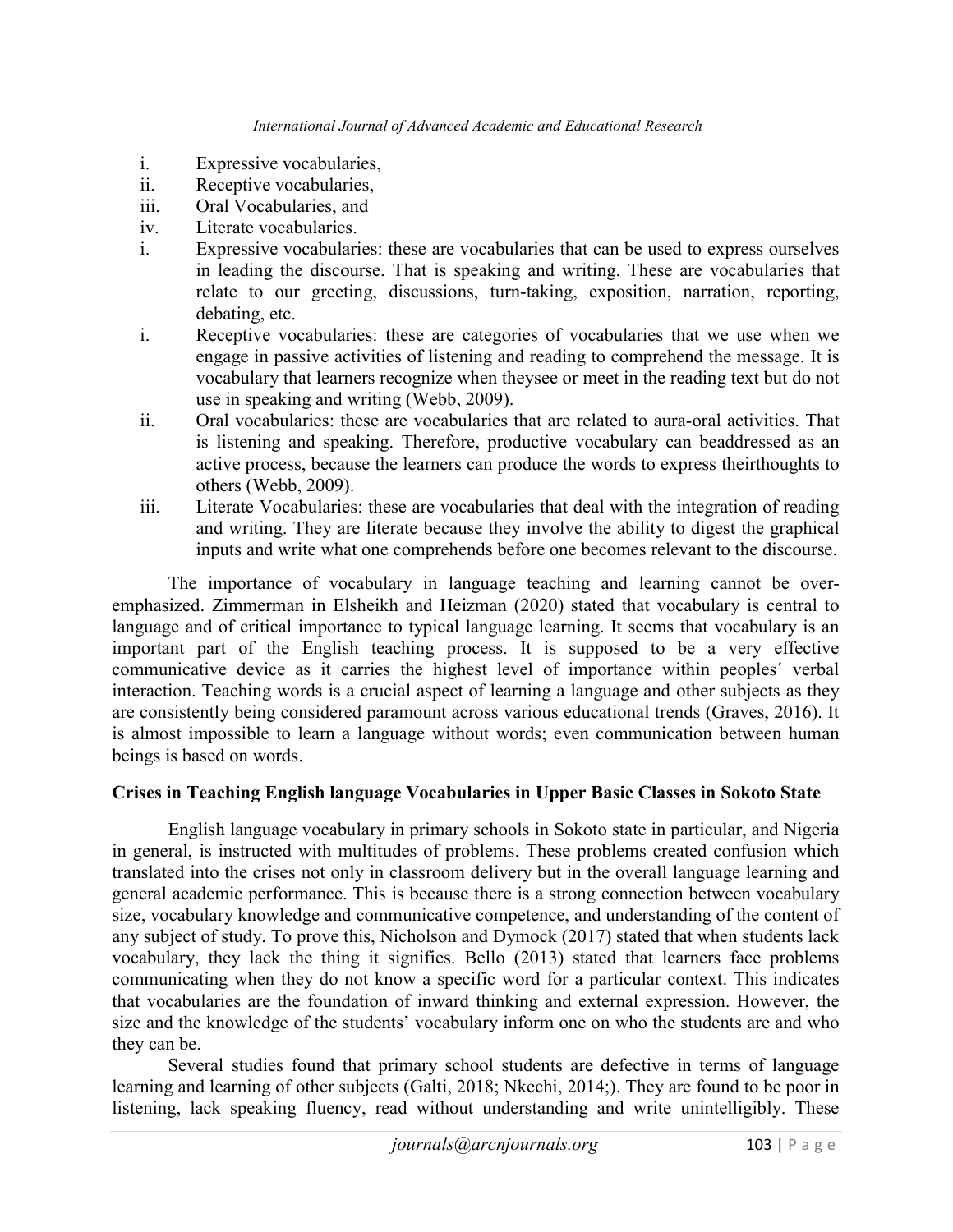i. Expressive vocabularies,
ii. Receptive vocabularies,
iii. Oral Vocabularies, and
iv. Literate vocabularies.

i. Expressive vocabularies: these are vocabularies that can be used to express ourselves in leading the discourse. That is speaking and writing. These are vocabularies that relate to our greeting, discussions, turn-taking, exposition, narration, reporting, debating, etc.

i. Receptive vocabularies: these are categories of vocabularies that we use when we engage in passive activities of listening and reading to comprehend the message. It is vocabulary that learners recognize when theysee or meet in the reading text but do not use in speaking and writing (Webb, 2009).

ii. Oral vocabularies: these are vocabularies that are related to aura-oral activities. That is listening and speaking. Therefore, productive vocabulary can beaddressed as an active process, because the learners can produce the words to express theirthoughts to others (Webb, 2009).

iii. Literate Vocabularies: these are vocabularies that deal with the integration of reading and writing. They are literate because they involve the ability to digest the graphical inputs and write what one comprehends before one becomes relevant to the discourse.

The importance of vocabulary in language teaching and learning cannot be over-emphasized. Zimmerman in Elsheikh and Heizman (2020) stated that vocabulary is central to language and of critical importance to typical language learning. It seems that vocabulary is an important part of the English teaching process. It is supposed to be a very effective communicative device as it carries the highest level of importance within peoples´ verbal interaction. Teaching words is a crucial aspect of learning a language and other subjects as they are consistently being considered paramount across various educational trends (Graves, 2016). It is almost impossible to learn a language without words; even communication between human beings is based on words.

**Crises in Teaching English language Vocabularies in Upper Basic Classes in Sokoto State**

English language vocabulary in primary schools in Sokoto state in particular, and Nigeria in general, is instructed with multitudes of problems. These problems created confusion which translated into the crises not only in classroom delivery but in the overall language learning and general academic performance. This is because there is a strong connection between vocabulary size, vocabulary knowledge and communicative competence, and understanding of the content of any subject of study. To prove this, Nicholson and Dymock (2017) stated that when students lack vocabulary, they lack the thing it signifies. Bello (2013) stated that learners face problems communicating when they do not know a specific word for a particular context. This indicates that vocabularies are the foundation of inward thinking and external expression. However, the size and the knowledge of the students' vocabulary inform one on who the students are and who they can be.

Several studies found that primary school students are defective in terms of language learning and learning of other subjects (Galti, 2018; Nkechi, 2014;). They are found to be poor in listening, lack speaking fluency, read without understanding and write unintelligibly. These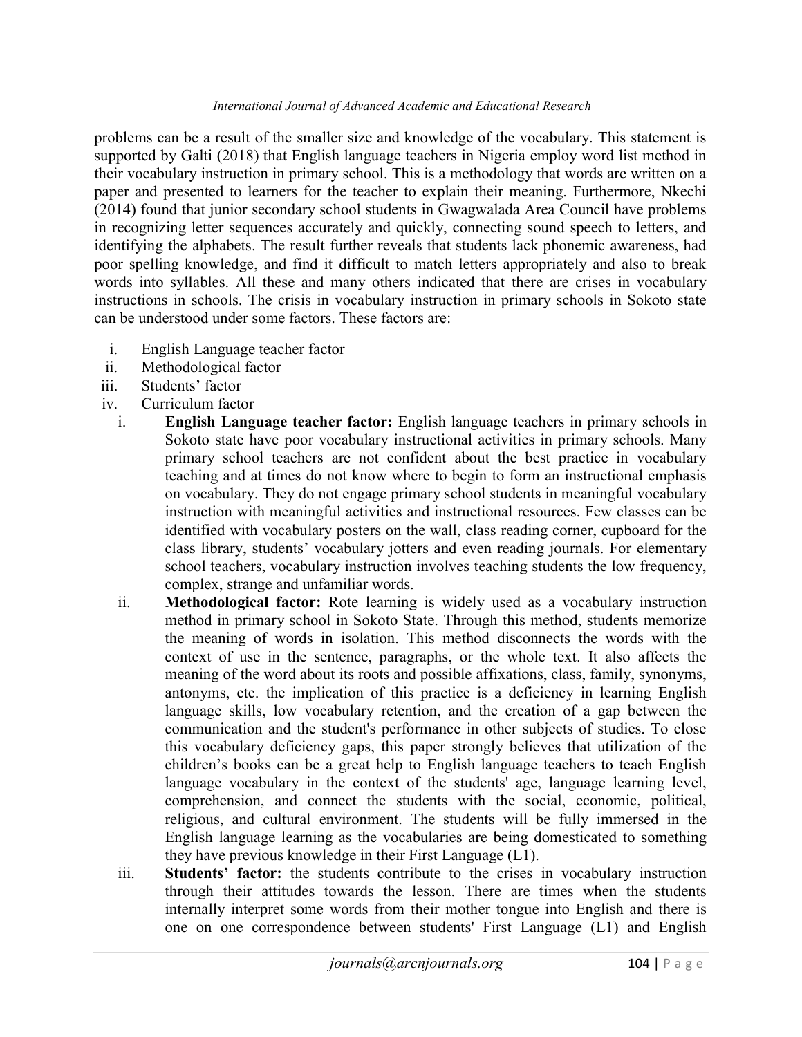problems can be a result of the smaller size and knowledge of the vocabulary. This statement is supported by Galti (2018) that English language teachers in Nigeria employ word list method in their vocabulary instruction in primary school. This is a methodology that words are written on a paper and presented to learners for the teacher to explain their meaning. Furthermore, Nkechi (2014) found that junior secondary school students in Gwagwalada Area Council have problems in recognizing letter sequences accurately and quickly, connecting sound speech to letters, and identifying the alphabets. The result further reveals that students lack phonemic awareness, had poor spelling knowledge, and find it difficult to match letters appropriately and also to break words into syllables. All these and many others indicated that there are crises in vocabulary instructions in schools. The crisis in vocabulary instruction in primary schools in Sokoto state can be understood under some factors. These factors are:

i. English Language teacher factor
ii. Methodological factor
iii. Students' factor
iv. Curriculum factor

i. **English Language teacher factor:** English language teachers in primary schools in Sokoto state have poor vocabulary instructional activities in primary schools. Many primary school teachers are not confident about the best practice in vocabulary teaching and at times do not know where to begin to form an instructional emphasis on vocabulary. They do not engage primary school students in meaningful vocabulary instruction with meaningful activities and instructional resources. Few classes can be identified with vocabulary posters on the wall, class reading corner, cupboard for the class library, students' vocabulary jotters and even reading journals. For elementary school teachers, vocabulary instruction involves teaching students the low frequency, complex, strange and unfamiliar words.

ii. **Methodological factor:** Rote learning is widely used as a vocabulary instruction method in primary school in Sokoto State. Through this method, students memorize the meaning of words in isolation. This method disconnects the words with the context of use in the sentence, paragraphs, or the whole text. It also affects the meaning of the word about its roots and possible affixations, class, family, synonyms, antonyms, etc. the implication of this practice is a deficiency in learning English language skills, low vocabulary retention, and the creation of a gap between the communication and the student's performance in other subjects of studies. To close this vocabulary deficiency gaps, this paper strongly believes that utilization of the children's books can be a great help to English language teachers to teach English language vocabulary in the context of the students' age, language learning level, comprehension, and connect the students with the social, economic, political, religious, and cultural environment. The students will be fully immersed in the English language learning as the vocabularies are being domesticated to something they have previous knowledge in their First Language (L1).

iii. **Students' factor:** the students contribute to the crises in vocabulary instruction through their attitudes towards the lesson. There are times when the students internally interpret some words from their mother tongue into English and there is one on one correspondence between students' First Language (L1) and English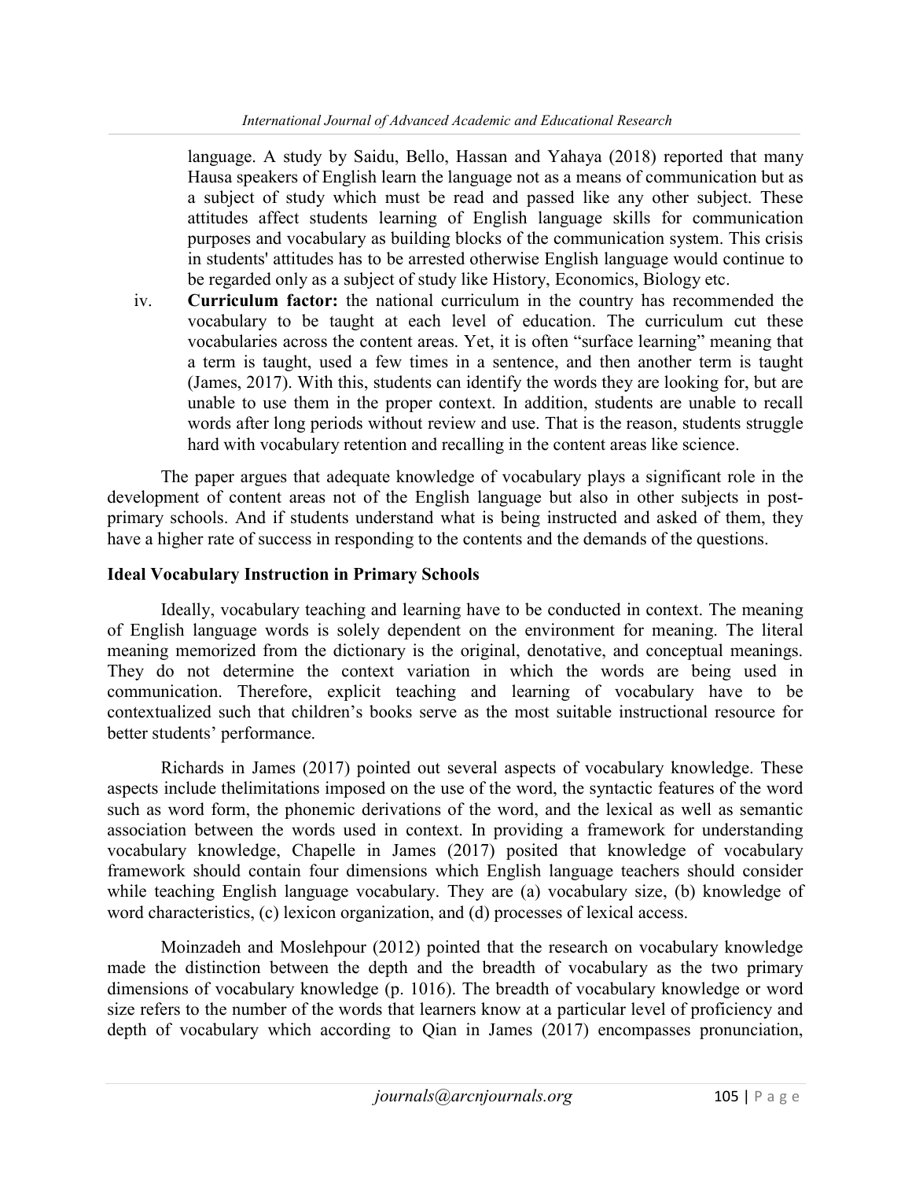language. A study by Saidu, Bello, Hassan and Yahaya (2018) reported that many Hausa speakers of English learn the language not as a means of communication but as a subject of study which must be read and passed like any other subject. These attitudes affect students learning of English language skills for communication purposes and vocabulary as building blocks of the communication system. This crisis in students' attitudes has to be arrested otherwise English language would continue to be regarded only as a subject of study like History, Economics, Biology etc.

iv. **Curriculum factor:** the national curriculum in the country has recommended the vocabulary to be taught at each level of education. The curriculum cut these vocabularies across the content areas. Yet, it is often "surface learning" meaning that a term is taught, used a few times in a sentence, and then another term is taught (James, 2017). With this, students can identify the words they are looking for, but are unable to use them in the proper context. In addition, students are unable to recall words after long periods without review and use. That is the reason, students struggle hard with vocabulary retention and recalling in the content areas like science.

The paper argues that adequate knowledge of vocabulary plays a significant role in the development of content areas not of the English language but also in other subjects in post-primary schools. And if students understand what is being instructed and asked of them, they have a higher rate of success in responding to the contents and the demands of the questions.

**Ideal Vocabulary Instruction in Primary Schools**

Ideally, vocabulary teaching and learning have to be conducted in context. The meaning of English language words is solely dependent on the environment for meaning. The literal meaning memorized from the dictionary is the original, denotative, and conceptual meanings. They do not determine the context variation in which the words are being used in communication. Therefore, explicit teaching and learning of vocabulary have to be contextualized such that children's books serve as the most suitable instructional resource for better students' performance.

Richards in James (2017) pointed out several aspects of vocabulary knowledge. These aspects include thelimitations imposed on the use of the word, the syntactic features of the word such as word form, the phonemic derivations of the word, and the lexical as well as semantic association between the words used in context. In providing a framework for understanding vocabulary knowledge, Chapelle in James (2017) posited that knowledge of vocabulary framework should contain four dimensions which English language teachers should consider while teaching English language vocabulary. They are (a) vocabulary size, (b) knowledge of word characteristics, (c) lexicon organization, and (d) processes of lexical access.

Moinzadeh and Moslehpour (2012) pointed that the research on vocabulary knowledge made the distinction between the depth and the breadth of vocabulary as the two primary dimensions of vocabulary knowledge (p. 1016). The breadth of vocabulary knowledge or word size refers to the number of the words that learners know at a particular level of proficiency and depth of vocabulary which according to Qian in James (2017) encompasses pronunciation,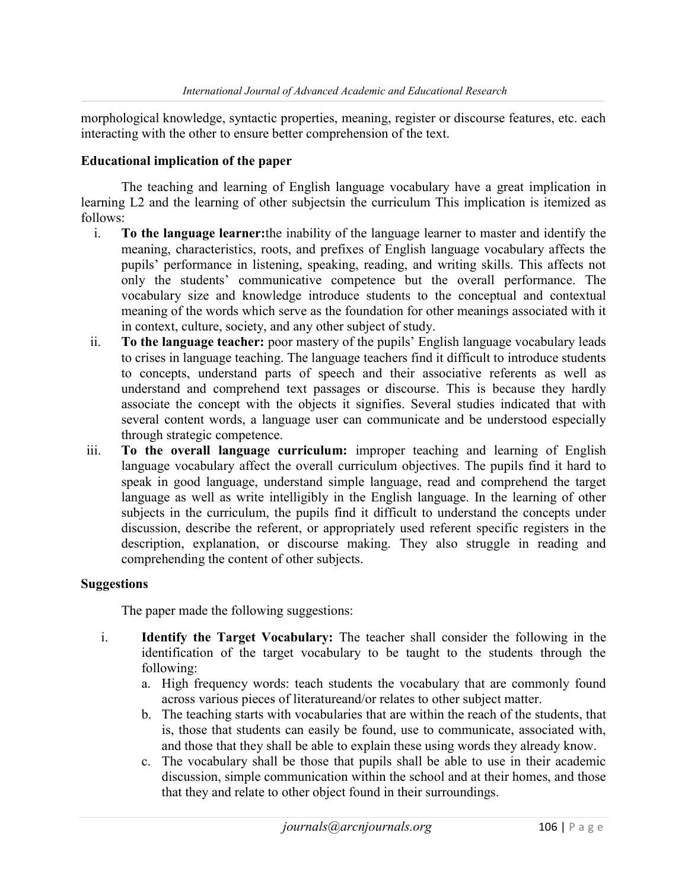morphological knowledge, syntactic properties, meaning, register or discourse features, etc. each interacting with the other to ensure better comprehension of the text.

**Educational implication of the paper**

The teaching and learning of English language vocabulary have a great implication in learning L2 and the learning of other subjectsin the curriculum This implication is itemized as follows:

i. **To the language learner:**the inability of the language learner to master and identify the meaning, characteristics, roots, and prefixes of English language vocabulary affects the pupils' performance in listening, speaking, reading, and writing skills. This affects not only the students' communicative competence but the overall performance. The vocabulary size and knowledge introduce students to the conceptual and contextual meaning of the words which serve as the foundation for other meanings associated with it in context, culture, society, and any other subject of study.
ii. **To the language teacher:** poor mastery of the pupils' English language vocabulary leads to crises in language teaching. The language teachers find it difficult to introduce students to concepts, understand parts of speech and their associative referents as well as understand and comprehend text passages or discourse. This is because they hardly associate the concept with the objects it signifies. Several studies indicated that with several content words, a language user can communicate and be understood especially through strategic competence.
iii. **To the overall language curriculum:** improper teaching and learning of English language vocabulary affect the overall curriculum objectives. The pupils find it hard to speak in good language, understand simple language, read and comprehend the target language as well as write intelligibly in the English language. In the learning of other subjects in the curriculum, the pupils find it difficult to understand the concepts under discussion, describe the referent, or appropriately used referent specific registers in the description, explanation, or discourse making. They also struggle in reading and comprehending the content of other subjects.

**Suggestions**

The paper made the following suggestions:

i. **Identify the Target Vocabulary:** The teacher shall consider the following in the identification of the target vocabulary to be taught to the students through the following:
   a. High frequency words: teach students the vocabulary that are commonly found across various pieces of literatureand/or relates to other subject matter.
   b. The teaching starts with vocabularies that are within the reach of the students, that is, those that students can easily be found, use to communicate, associated with, and those that they shall be able to explain these using words they already know.
   c. The vocabulary shall be those that pupils shall be able to use in their academic discussion, simple communication within the school and at their homes, and those that they and relate to other object found in their surroundings.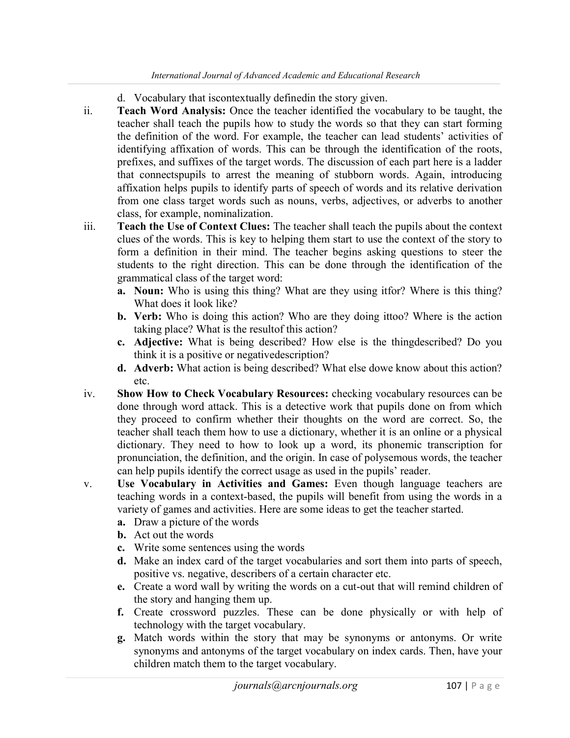d. Vocabulary that iscontextually definedin the story given.

ii. **Teach Word Analysis:** Once the teacher identified the vocabulary to be taught, the teacher shall teach the pupils how to study the words so that they can start forming the definition of the word. For example, the teacher can lead students' activities of identifying affixation of words. This can be through the identification of the roots, prefixes, and suffixes of the target words. The discussion of each part here is a ladder that connectspupils to arrest the meaning of stubborn words. Again, introducing affixation helps pupils to identify parts of speech of words and its relative derivation from one class target words such as nouns, verbs, adjectives, or adverbs to another class, for example, nominalization.

iii. **Teach the Use of Context Clues:** The teacher shall teach the pupils about the context clues of the words. This is key to helping them start to use the context of the story to form a definition in their mind. The teacher begins asking questions to steer the students to the right direction. This can be done through the identification of the grammatical class of the target word:
   - **a. Noun:** Who is using this thing? What are they using itfor? Where is this thing? What does it look like?
   - **b. Verb:** Who is doing this action? Who are they doing ittoo? Where is the action taking place? What is the resultof this action?
   - **c. Adjective:** What is being described? How else is the thingdescribed? Do you think it is a positive or negativedescription?
   - **d. Adverb:** What action is being described? What else dowe know about this action? etc.

iv. **Show How to Check Vocabulary Resources:** checking vocabulary resources can be done through word attack. This is a detective work that pupils done on from which they proceed to confirm whether their thoughts on the word are correct. So, the teacher shall teach them how to use a dictionary, whether it is an online or a physical dictionary. They need to how to look up a word, its phonemic transcription for pronunciation, the definition, and the origin. In case of polysemous words, the teacher can help pupils identify the correct usage as used in the pupils' reader.

v. **Use Vocabulary in Activities and Games:** Even though language teachers are teaching words in a context-based, the pupils will benefit from using the words in a variety of games and activities. Here are some ideas to get the teacher started.
   - **a.** Draw a picture of the words
   - **b.** Act out the words
   - **c.** Write some sentences using the words
   - **d.** Make an index card of the target vocabularies and sort them into parts of speech, positive vs. negative, describers of a certain character etc.
   - **e.** Create a word wall by writing the words on a cut-out that will remind children of the story and hanging them up.
   - **f.** Create crossword puzzles. These can be done physically or with help of technology with the target vocabulary.
   - **g.** Match words within the story that may be synonyms or antonyms. Or write synonyms and antonyms of the target vocabulary on index cards. Then, have your children match them to the target vocabulary.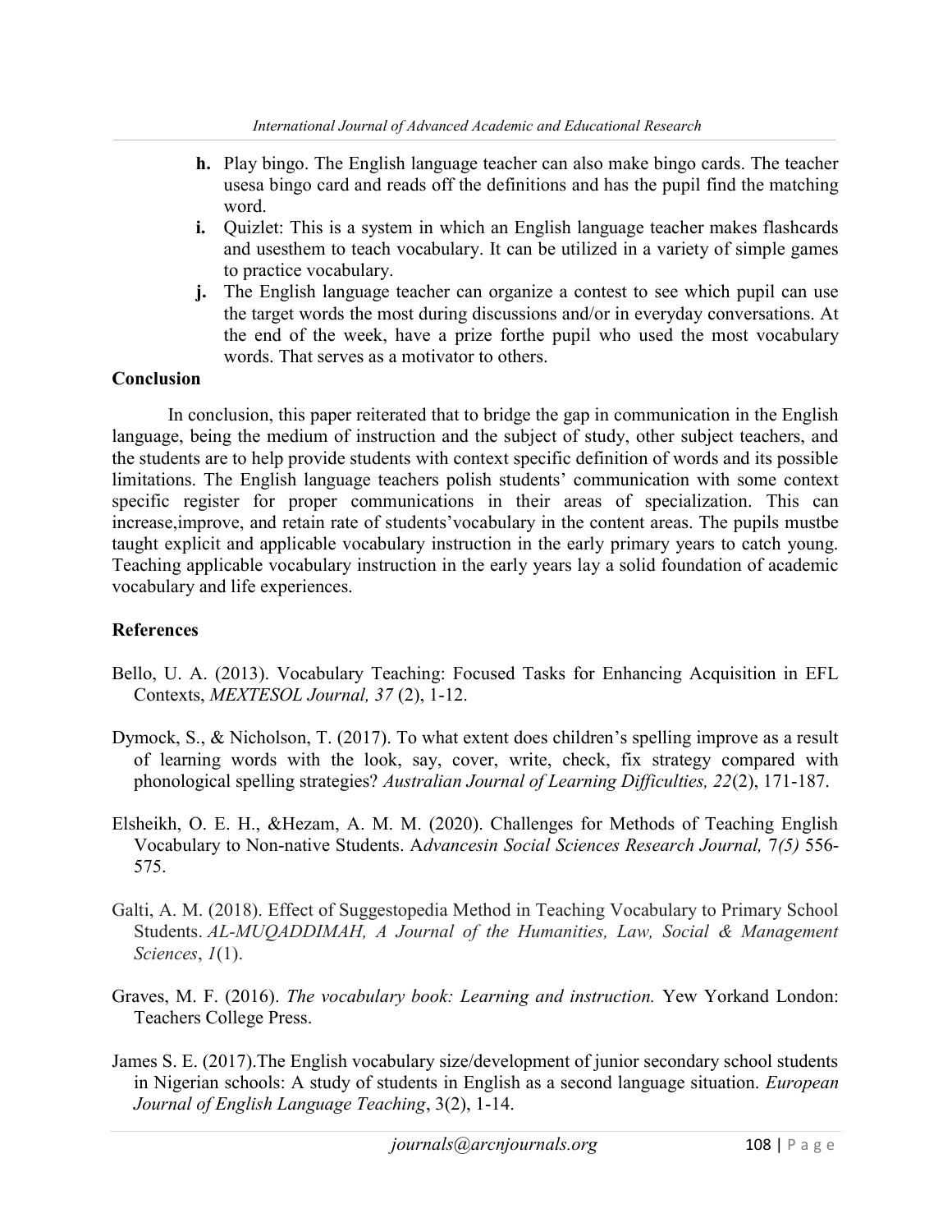**h.** Play bingo. The English language teacher can also make bingo cards. The teacher usesa bingo card and reads off the definitions and has the pupil find the matching word.

**i.** Quizlet: This is a system in which an English language teacher makes flashcards and usesthem to teach vocabulary. It can be utilized in a variety of simple games to practice vocabulary.

**j.** The English language teacher can organize a contest to see which pupil can use the target words the most during discussions and/or in everyday conversations. At the end of the week, have a prize forthe pupil who used the most vocabulary words. That serves as a motivator to others.

## Conclusion

In conclusion, this paper reiterated that to bridge the gap in communication in the English language, being the medium of instruction and the subject of study, other subject teachers, and the students are to help provide students with context specific definition of words and its possible limitations. The English language teachers polish students' communication with some context specific register for proper communications in their areas of specialization. This can increase,improve, and retain rate of students'vocabulary in the content areas. The pupils mustbe taught explicit and applicable vocabulary instruction in the early primary years to catch young. Teaching applicable vocabulary instruction in the early years lay a solid foundation of academic vocabulary and life experiences.

## References

Bello, U. A. (2013). Vocabulary Teaching: Focused Tasks for Enhancing Acquisition in EFL Contexts, *MEXTESOL Journal, 37* (2), 1-12.

Dymock, S., & Nicholson, T. (2017). To what extent does children's spelling improve as a result of learning words with the look, say, cover, write, check, fix strategy compared with phonological spelling strategies? *Australian Journal of Learning Difficulties, 22*(2), 171-187.

Elsheikh, O. E. H., &Hezam, A. M. M. (2020). Challenges for Methods of Teaching English Vocabulary to Non-native Students. A*dvancesin Social Sciences Research Journal,* 7*(5)* 556-575.

Galti, A. M. (2018). Effect of Suggestopedia Method in Teaching Vocabulary to Primary School Students. *AL-MUQADDIMAH, A Journal of the Humanities, Law, Social & Management Sciences*, *1*(1).

Graves, M. F. (2016). *The vocabulary book: Learning and instruction.* Yew Yorkand London: Teachers College Press.

James S. E. (2017).The English vocabulary size/development of junior secondary school students in Nigerian schools: A study of students in English as a second language situation. *European Journal of English Language Teaching*, 3(2), 1-14.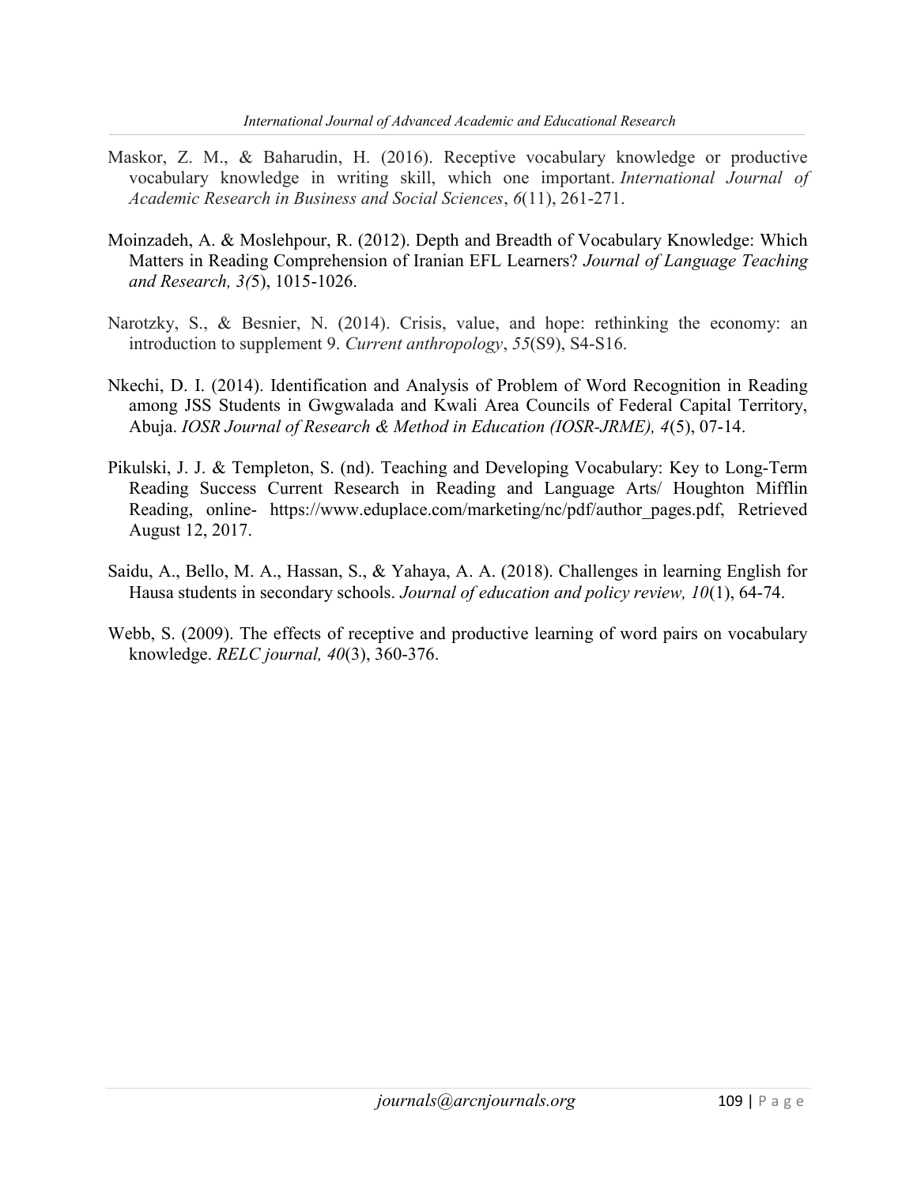Maskor, Z. M., & Baharudin, H. (2016). Receptive vocabulary knowledge or productive vocabulary knowledge in writing skill, which one important. *International Journal of Academic Research in Business and Social Sciences*, *6*(11), 261-271.

Moinzadeh, A. & Moslehpour, R. (2012). Depth and Breadth of Vocabulary Knowledge: Which Matters in Reading Comprehension of Iranian EFL Learners? *Journal of Language Teaching and Research, 3(*5), 1015-1026.

Narotzky, S., & Besnier, N. (2014). Crisis, value, and hope: rethinking the economy: an introduction to supplement 9. *Current anthropology*, *55*(S9), S4-S16.

Nkechi, D. I. (2014). Identification and Analysis of Problem of Word Recognition in Reading among JSS Students in Gwgwalada and Kwali Area Councils of Federal Capital Territory, Abuja. *IOSR Journal of Research & Method in Education (IOSR-JRME), 4*(5), 07-14.

Pikulski, J. J. & Templeton, S. (nd). Teaching and Developing Vocabulary: Key to Long-Term Reading Success Current Research in Reading and Language Arts/ Houghton Mifflin Reading, online- https://www.eduplace.com/marketing/nc/pdf/author_pages.pdf, Retrieved August 12, 2017.

Saidu, A., Bello, M. A., Hassan, S., & Yahaya, A. A. (2018). Challenges in learning English for Hausa students in secondary schools. *Journal of education and policy review, 10*(1), 64-74.

Webb, S. (2009). The effects of receptive and productive learning of word pairs on vocabulary knowledge. *RELC journal, 40*(3), 360-376.